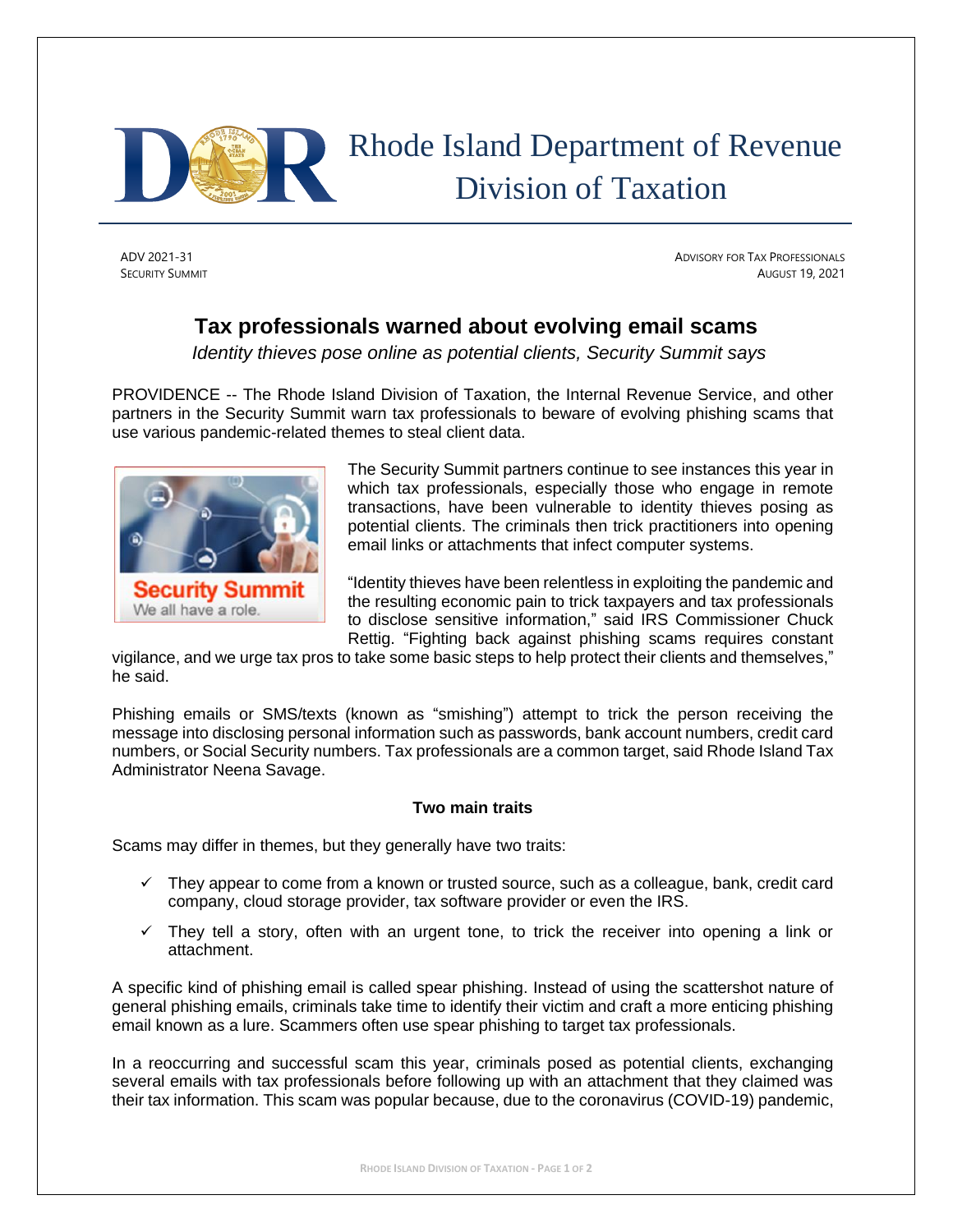# Rhode Island Department of Revenue
## Division of Taxation

ADV 2021-31
SECURITY SUMMIT

ADVISORY FOR TAX PROFESSIONALS
AUGUST 19, 2021

## Tax professionals warned about evolving email scams

*Identity thieves pose online as potential clients, Security Summit says*

PROVIDENCE -- The Rhode Island Division of Taxation, the Internal Revenue Service, and other partners in the Security Summit warn tax professionals to beware of evolving phishing scams that use various pandemic-related themes to steal client data.

The Security Summit partners continue to see instances this year in which tax professionals, especially those who engage in remote transactions, have been vulnerable to identity thieves posing as potential clients. The criminals then trick practitioners into opening email links or attachments that infect computer systems.

"Identity thieves have been relentless in exploiting the pandemic and the resulting economic pain to trick taxpayers and tax professionals to disclose sensitive information," said IRS Commissioner Chuck Rettig. "Fighting back against phishing scams requires constant vigilance, and we urge tax pros to take some basic steps to help protect their clients and themselves," he said.

Phishing emails or SMS/texts (known as "smishing") attempt to trick the person receiving the message into disclosing personal information such as passwords, bank account numbers, credit card numbers, or Social Security numbers. Tax professionals are a common target, said Rhode Island Tax Administrator Neena Savage.

### Two main traits

Scams may differ in themes, but they generally have two traits:

- ✓ They appear to come from a known or trusted source, such as a colleague, bank, credit card company, cloud storage provider, tax software provider or even the IRS.
- ✓ They tell a story, often with an urgent tone, to trick the receiver into opening a link or attachment.

A specific kind of phishing email is called spear phishing. Instead of using the scattershot nature of general phishing emails, criminals take time to identify their victim and craft a more enticing phishing email known as a lure. Scammers often use spear phishing to target tax professionals.

In a reoccurring and successful scam this year, criminals posed as potential clients, exchanging several emails with tax professionals before following up with an attachment that they claimed was their tax information. This scam was popular because, due to the coronavirus (COVID-19) pandemic,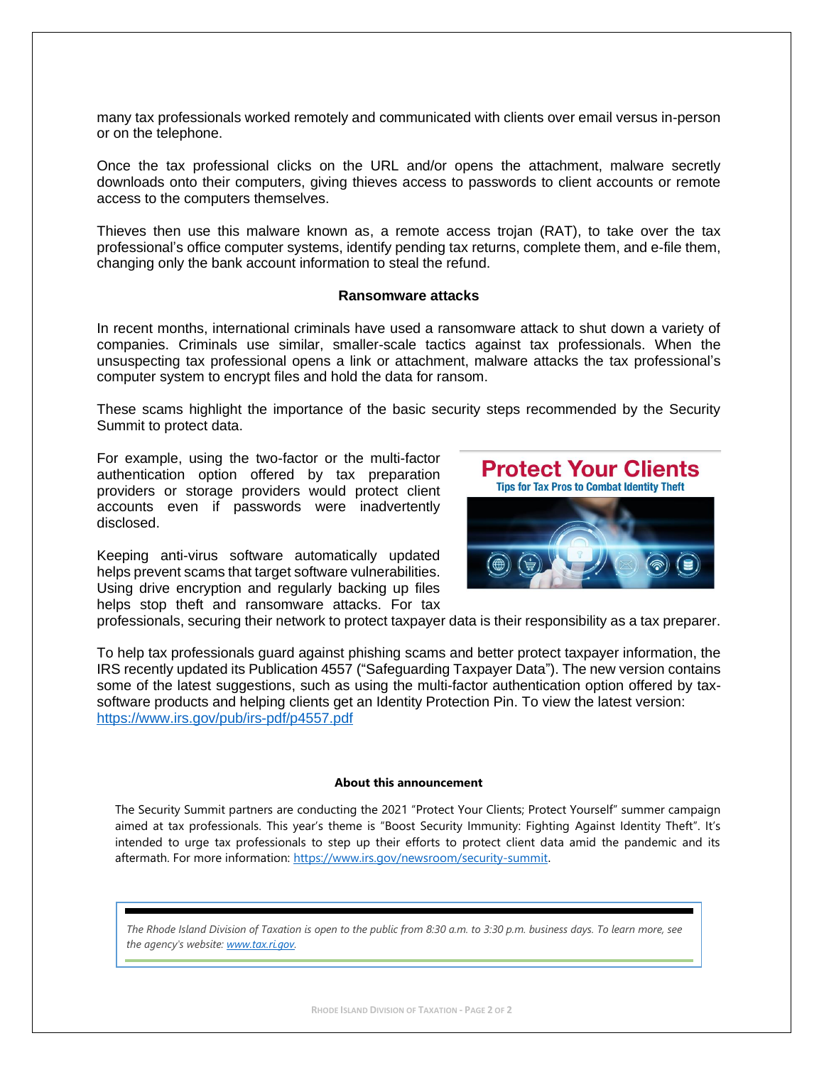many tax professionals worked remotely and communicated with clients over email versus in-person or on the telephone.

Once the tax professional clicks on the URL and/or opens the attachment, malware secretly downloads onto their computers, giving thieves access to passwords to client accounts or remote access to the computers themselves.

Thieves then use this malware known as, a remote access trojan (RAT), to take over the tax professional's office computer systems, identify pending tax returns, complete them, and e-file them, changing only the bank account information to steal the refund.

### Ransomware attacks

In recent months, international criminals have used a ransomware attack to shut down a variety of companies. Criminals use similar, smaller-scale tactics against tax professionals. When the unsuspecting tax professional opens a link or attachment, malware attacks the tax professional's computer system to encrypt files and hold the data for ransom.

These scams highlight the importance of the basic security steps recommended by the Security Summit to protect data.

For example, using the two-factor or the multi-factor authentication option offered by tax preparation providers or storage providers would protect client accounts even if passwords were inadvertently disclosed.

Protect Your Clients
Tips for Tax Pros to Combat Identity Theft

Keeping anti-virus software automatically updated helps prevent scams that target software vulnerabilities. Using drive encryption and regularly backing up files helps stop theft and ransomware attacks. For tax professionals, securing their network to protect taxpayer data is their responsibility as a tax preparer.

To help tax professionals guard against phishing scams and better protect taxpayer information, the IRS recently updated its Publication 4557 ("Safeguarding Taxpayer Data"). The new version contains some of the latest suggestions, such as using the multi-factor authentication option offered by tax-software products and helping clients get an Identity Protection Pin. To view the latest version: https://www.irs.gov/pub/irs-pdf/p4557.pdf

**About this announcement**

The Security Summit partners are conducting the 2021 "Protect Your Clients; Protect Yourself" summer campaign aimed at tax professionals. This year's theme is "Boost Security Immunity: Fighting Against Identity Theft". It's intended to urge tax professionals to step up their efforts to protect client data amid the pandemic and its aftermath. For more information: https://www.irs.gov/newsroom/security-summit.

*The Rhode Island Division of Taxation is open to the public from 8:30 a.m. to 3:30 p.m. business days. To learn more, see the agency's website: www.tax.ri.gov.*